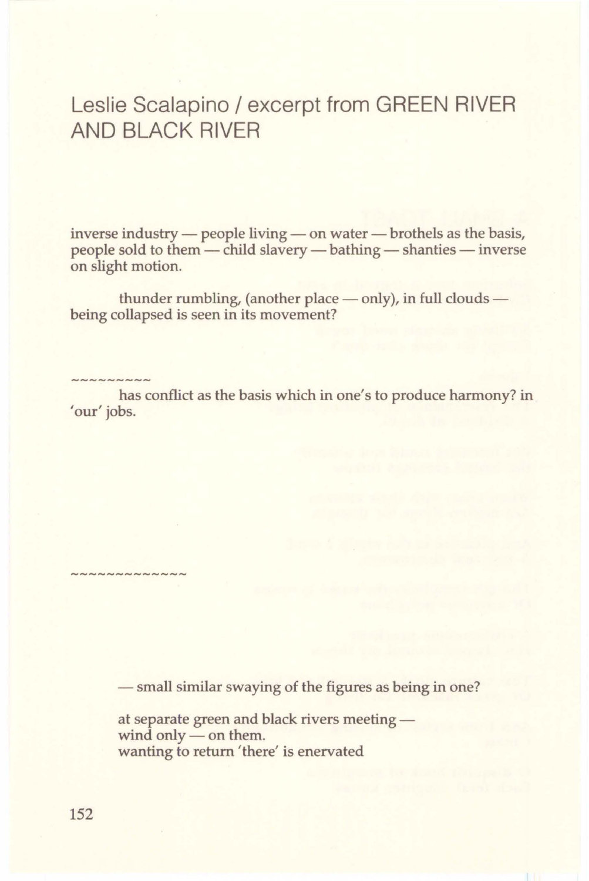# Leslie Scalapino / excerpt from GREEN RIVER AND BLACK RIVER

inverse industry — people living — on water — brothels as the basis, people sold to them — child slavery — bathing — shanties — inverse on slight motion.

thunder rumbling, (another place — only), in full clouds — being collapsed is seen in its movement?

~~~~~~~~~

has conflict as the basis which in one's to produce harmony? in 'our' jobs.

~~~~~~~~~~~~~

— small similar swaying of the figures as being in one?

at separate green and black rivers meeting —
wind only — on them.
wanting to return 'there' is enervated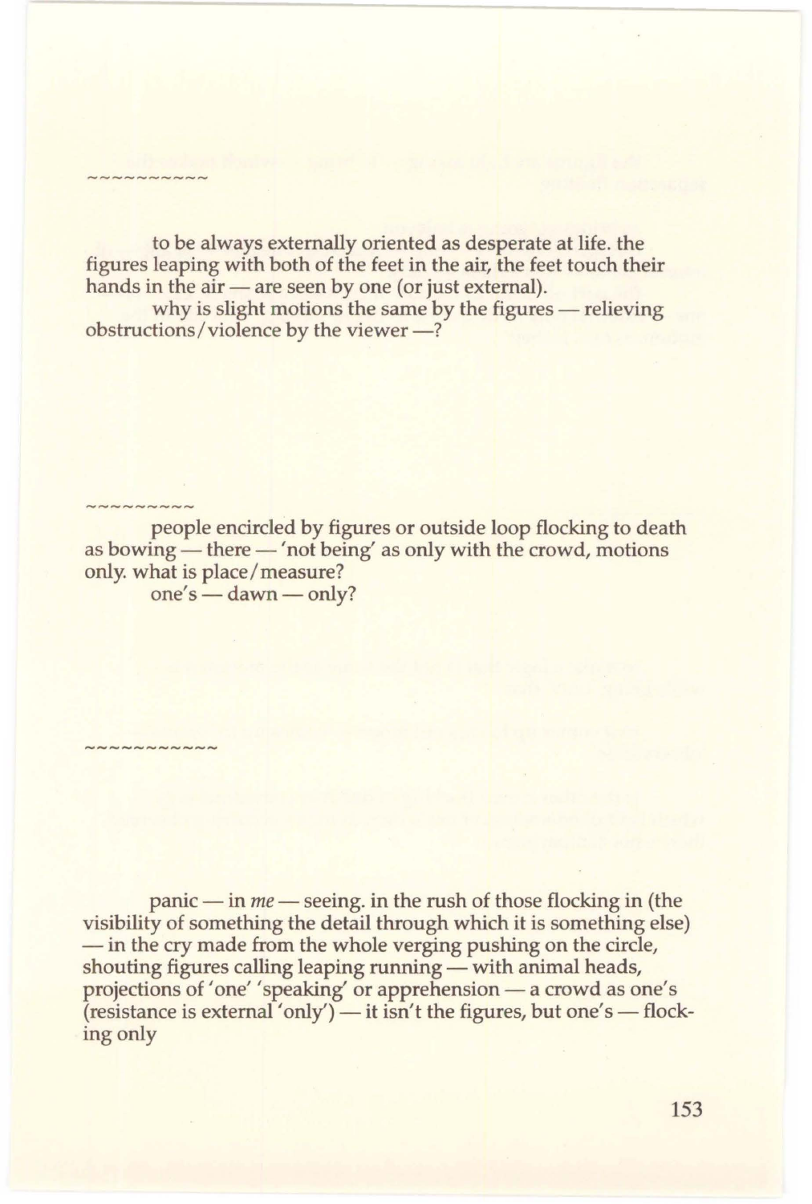~~~~~~~~~~

to be always externally oriented as desperate at life. the figures leaping with both of the feet in the air, the feet touch their hands in the air — are seen by one (or just external).

why is slight motions the same by the figures — relieving obstructions/violence by the viewer —?

~~~~~~~~~

people encircled by figures or outside loop flocking to death as bowing — there — 'not being' as only with the crowd, motions only. what is place/measure?

one's — dawn — only?

~~~~~~~~~~~

panic — in *me* — seeing. in the rush of those flocking in (the visibility of something the detail through which it is something else) — in the cry made from the whole verging pushing on the circle, shouting figures calling leaping running — with animal heads, projections of 'one' 'speaking' or apprehension — a crowd as one's (resistance is external 'only') — it isn't the figures, but one's — flocking only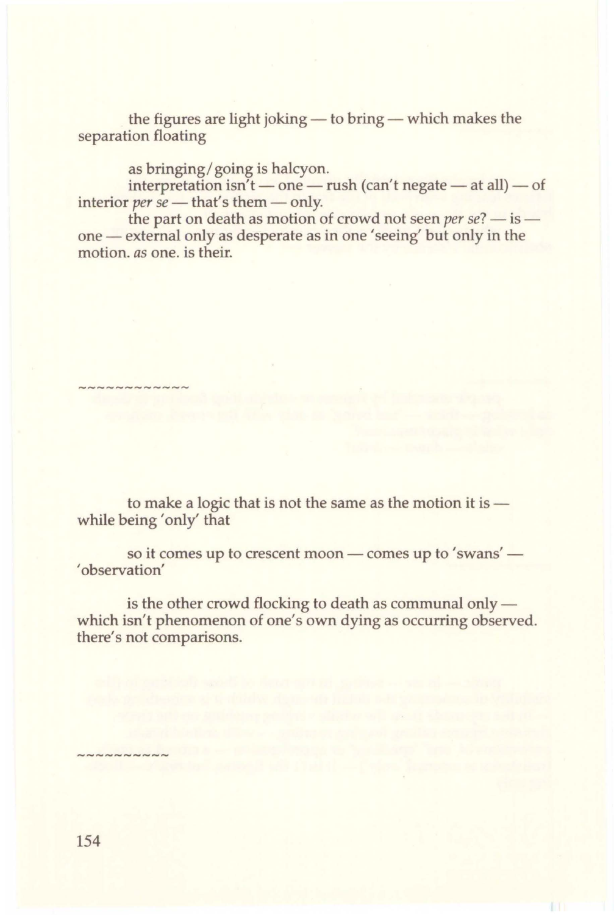the figures are light joking — to bring — which makes the separation floating

as bringing/going is halcyon.

interpretation isn't — one — rush (can't negate — at all) — of interior *per se* — that's them — only.

the part on death as motion of crowd not seen *per se*? — is — one — external only as desperate as in one 'seeing' but only in the motion. *as* one. is their.

~~~~~~~~~~~~

to make a logic that is not the same as the motion it is — while being 'only' that

so it comes up to crescent moon — comes up to 'swans' — 'observation'

is the other crowd flocking to death as communal only — which isn't phenomenon of one's own dying as occurring observed. there's not comparisons.

~~~~~~~~~~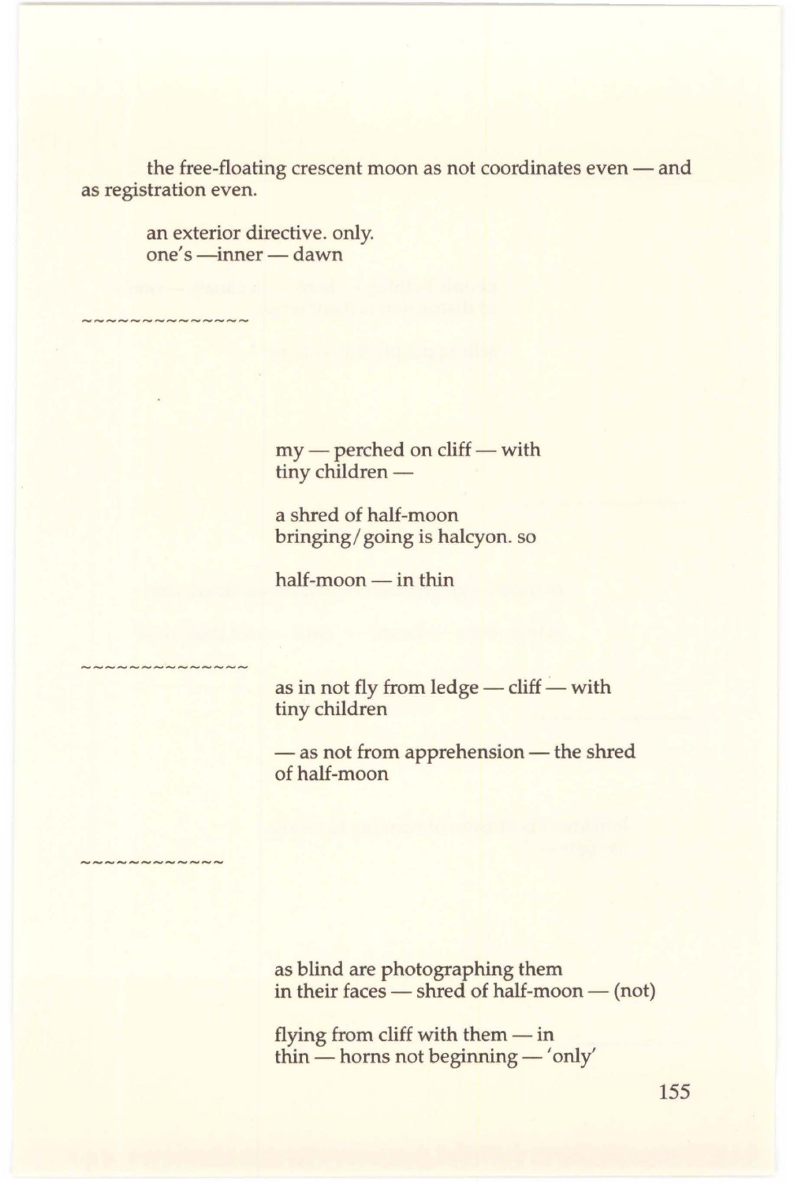the free-floating crescent moon as not coordinates even — and as registration even.

an exterior directive. only.
one's —inner — dawn

~~~~~~~~~~~~~~

my — perched on cliff — with
tiny children —

a shred of half-moon
bringing/going is halcyon. so

half-moon — in thin

~~~~~~~~~~~~~~

as in not fly from ledge — cliff — with
tiny children

— as not from apprehension — the shred
of half-moon

~~~~~~~~~~~~

as blind are photographing them
in their faces — shred of half-moon — (not)

flying from cliff with them — in
thin — horns not beginning — 'only'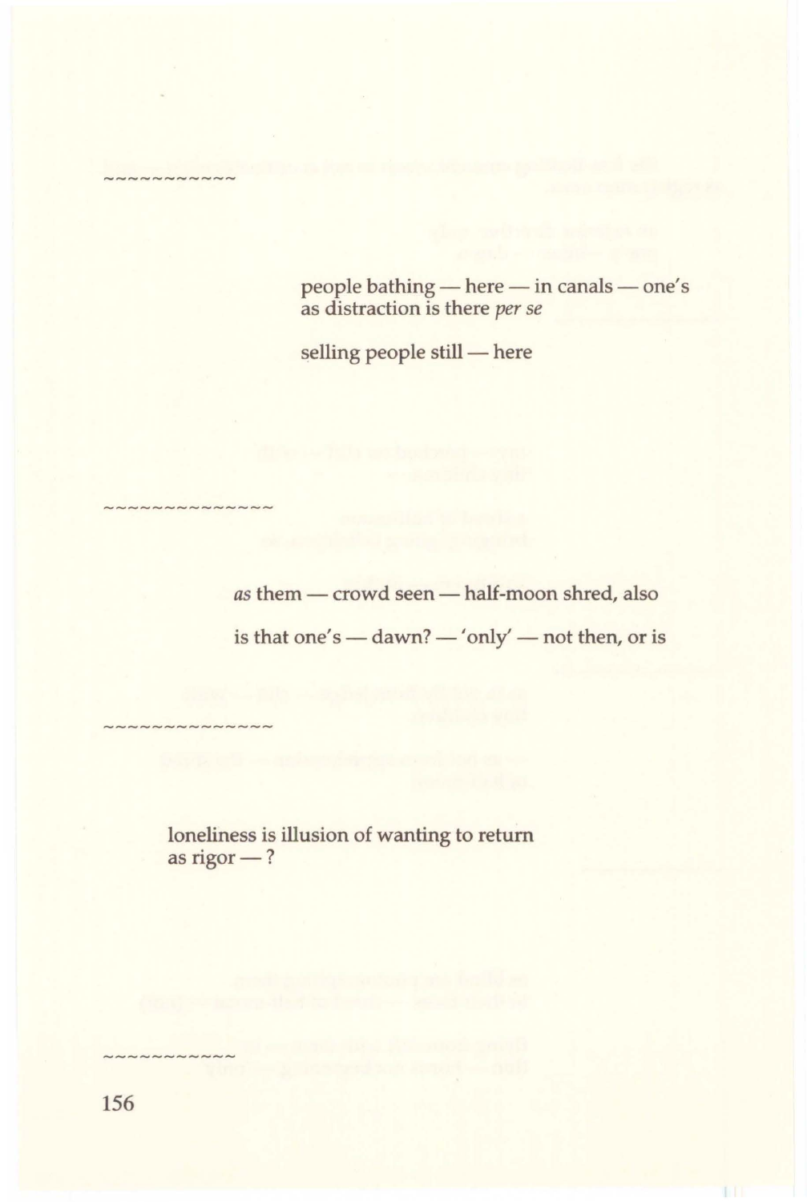~~~~~~~~~~~

people bathing — here — in canals — one's
as distraction is there *per se*

selling people still — here

~~~~~~~~~~~~~~

*as* them — crowd seen — half-moon shred, also

is that one's — dawn? — 'only' — not then, or is

~~~~~~~~~~~~~~

loneliness is illusion of wanting to return
as rigor — ?

~~~~~~~~~~~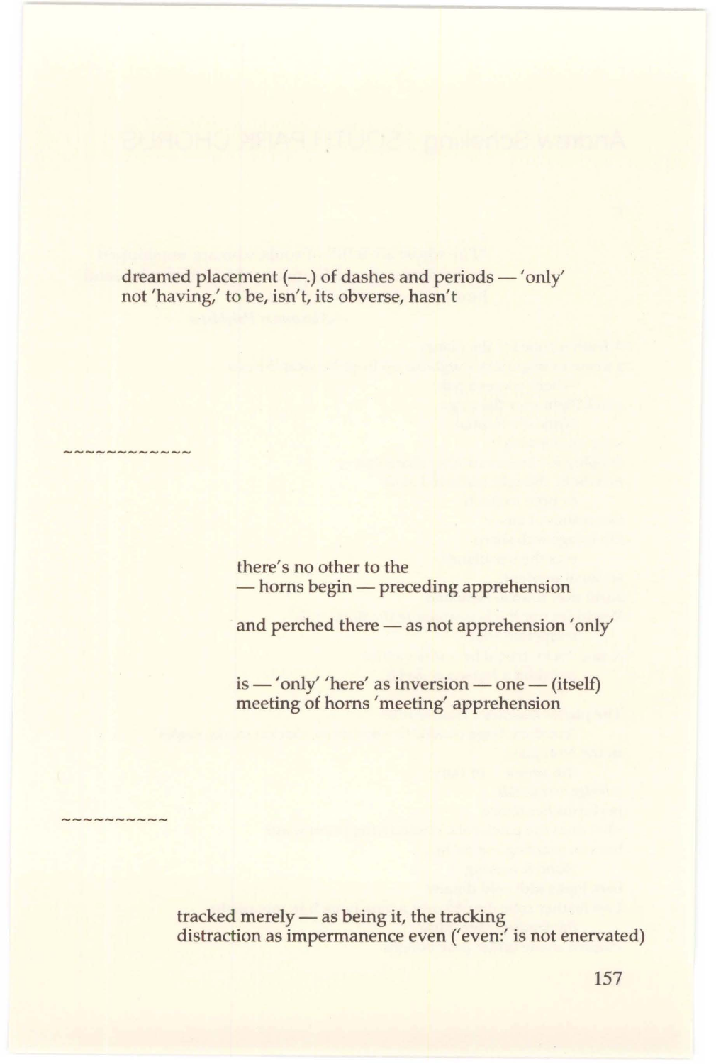dreamed placement (—.) of dashes and periods — 'only'
not 'having,' to be, isn't, its obverse, hasn't

~~~~~~~~~~~~

there's no other to the
— horns begin — preceding apprehension

and perched there — as not apprehension 'only'

is — 'only' 'here' as inversion — one — (itself)
meeting of horns 'meeting' apprehension

~~~~~~~~~~

tracked merely — as being it, the tracking
distraction as impermanence even ('even:' is not enervated)